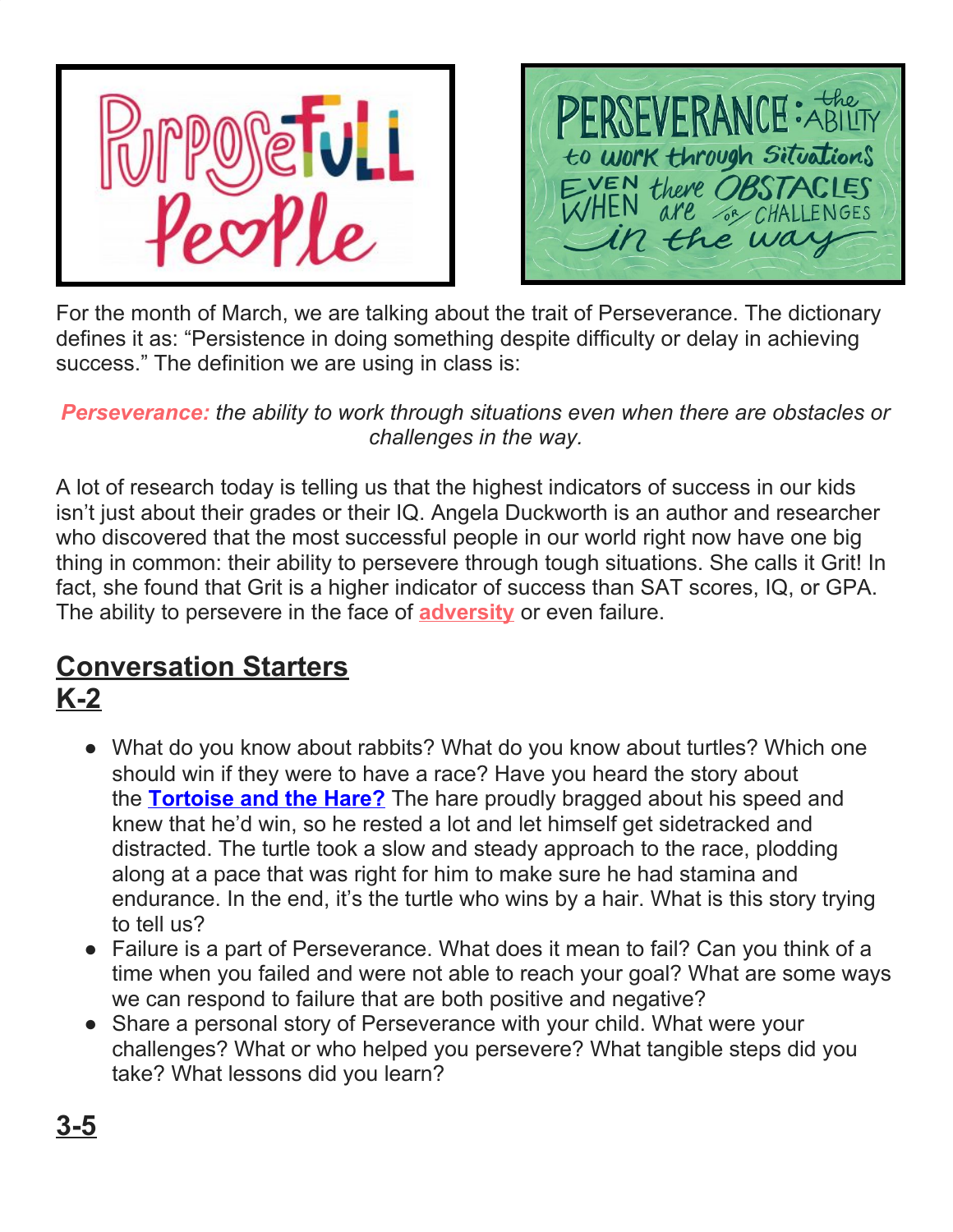For the month of March, we are talking about the trait of Perseverance. The dictionary defines it as: "Persistence in doing something despite difficulty or delay in achieving success." The definition we are using in class is:

***Perseverance:** the ability to work through situations even when there are obstacles or challenges in the way.*

A lot of research today is telling us that the highest indicators of success in our kids isn't just about their grades or their IQ. Angela Duckworth is an author and researcher who discovered that the most successful people in our world right now have one big thing in common: their ability to persevere through tough situations. She calls it Grit! In fact, she found that Grit is a higher indicator of success than SAT scores, IQ, or GPA. The ability to persevere in the face of **adversity** or even failure.

## Conversation Starters

## K-2

- What do you know about rabbits? What do you know about turtles? Which one should win if they were to have a race? Have you heard the story about the **Tortoise and the Hare?** The hare proudly bragged about his speed and knew that he'd win, so he rested a lot and let himself get sidetracked and distracted. The turtle took a slow and steady approach to the race, plodding along at a pace that was right for him to make sure he had stamina and endurance. In the end, it's the turtle who wins by a hair. What is this story trying to tell us?
- Failure is a part of Perseverance. What does it mean to fail? Can you think of a time when you failed and were not able to reach your goal? What are some ways we can respond to failure that are both positive and negative?
- Share a personal story of Perseverance with your child. What were your challenges? What or who helped you persevere? What tangible steps did you take? What lessons did you learn?

## 3-5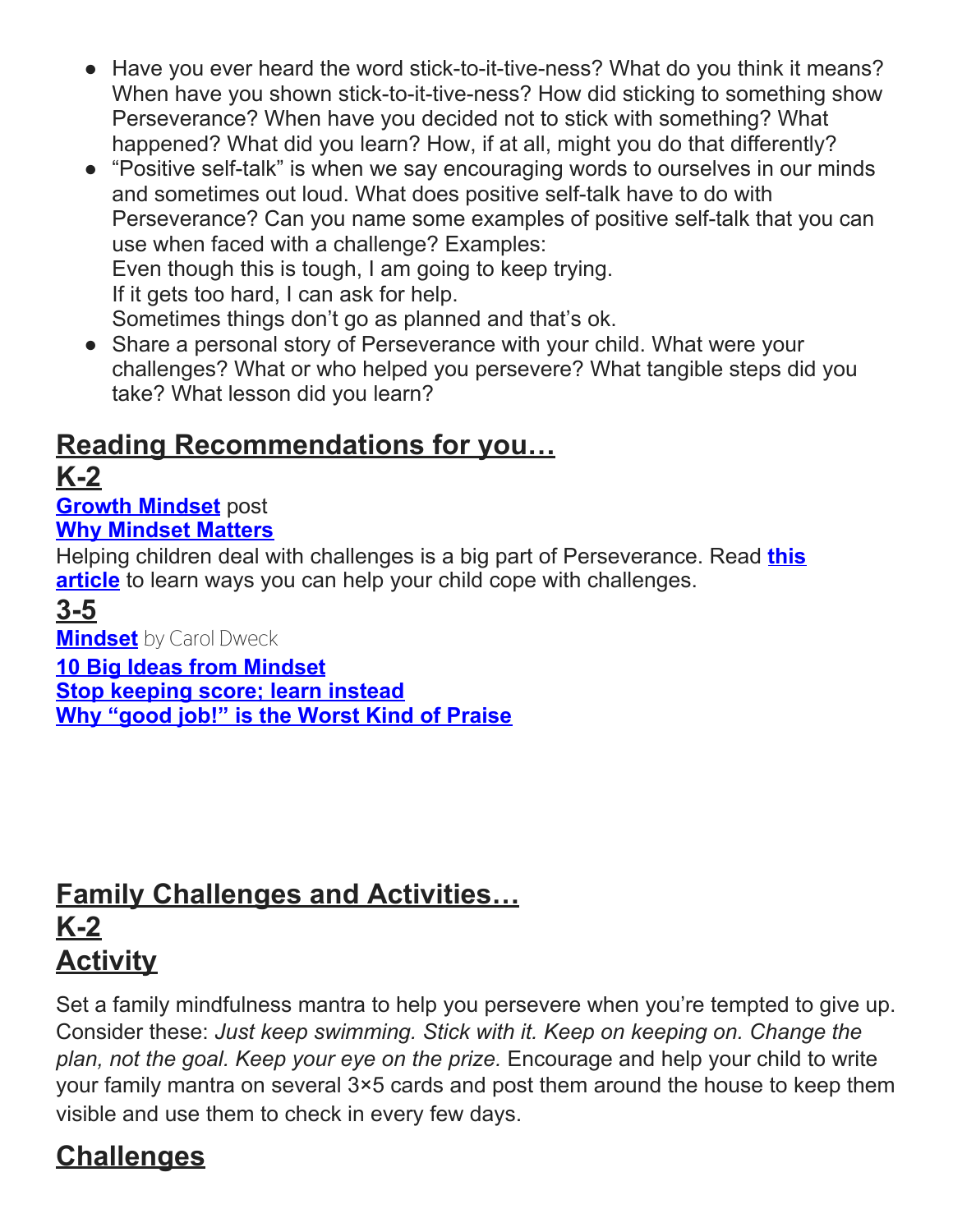- Have you ever heard the word stick-to-it-tive-ness? What do you think it means? When have you shown stick-to-it-tive-ness? How did sticking to something show Perseverance? When have you decided not to stick with something? What happened? What did you learn? How, if at all, might you do that differently?
- "Positive self-talk" is when we say encouraging words to ourselves in our minds and sometimes out loud. What does positive self-talk have to do with Perseverance? Can you name some examples of positive self-talk that you can use when faced with a challenge? Examples:
  Even though this is tough, I am going to keep trying.
  If it gets too hard, I can ask for help.
  Sometimes things don't go as planned and that's ok.
- Share a personal story of Perseverance with your child. What were your challenges? What or who helped you persevere? What tangible steps did you take? What lesson did you learn?

## Reading Recommendations for you…

### K-2

**Growth Mindset** post
**Why Mindset Matters**
Helping children deal with challenges is a big part of Perseverance. Read **this article** to learn ways you can help your child cope with challenges.

### 3-5

**Mindset** by Carol Dweck
**10 Big Ideas from Mindset**
**Stop keeping score; learn instead**
**Why "good job!" is the Worst Kind of Praise**

## Family Challenges and Activities…

### K-2

### Activity

Set a family mindfulness mantra to help you persevere when you're tempted to give up. Consider these: *Just keep swimming. Stick with it. Keep on keeping on. Change the plan, not the goal. Keep your eye on the prize.* Encourage and help your child to write your family mantra on several 3×5 cards and post them around the house to keep them visible and use them to check in every few days.

### Challenges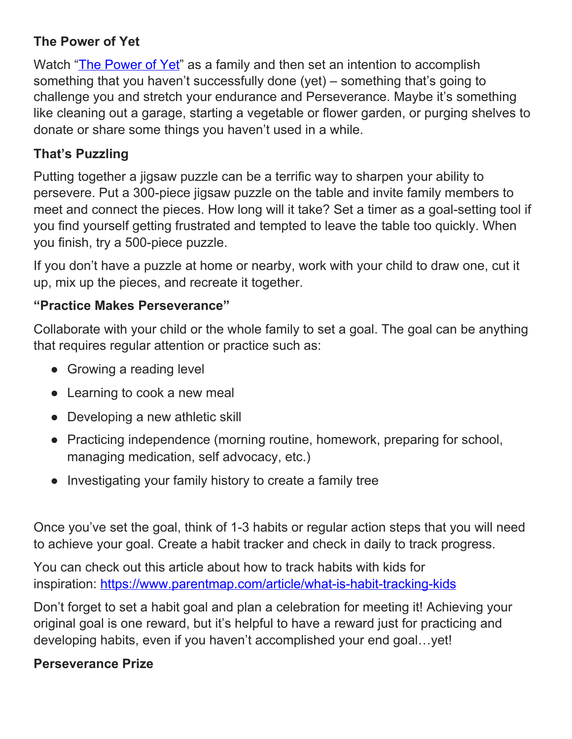### The Power of Yet

Watch "[The Power of Yet](#)" as a family and then set an intention to accomplish something that you haven't successfully done (yet) – something that's going to challenge you and stretch your endurance and Perseverance. Maybe it's something like cleaning out a garage, starting a vegetable or flower garden, or purging shelves to donate or share some things you haven't used in a while.

### That's Puzzling

Putting together a jigsaw puzzle can be a terrific way to sharpen your ability to persevere. Put a 300-piece jigsaw puzzle on the table and invite family members to meet and connect the pieces. How long will it take? Set a timer as a goal-setting tool if you find yourself getting frustrated and tempted to leave the table too quickly. When you finish, try a 500-piece puzzle.

If you don't have a puzzle at home or nearby, work with your child to draw one, cut it up, mix up the pieces, and recreate it together.

### "Practice Makes Perseverance"

Collaborate with your child or the whole family to set a goal. The goal can be anything that requires regular attention or practice such as:

- Growing a reading level
- Learning to cook a new meal
- Developing a new athletic skill
- Practicing independence (morning routine, homework, preparing for school, managing medication, self advocacy, etc.)
- Investigating your family history to create a family tree

Once you've set the goal, think of 1-3 habits or regular action steps that you will need to achieve your goal. Create a habit tracker and check in daily to track progress.

You can check out this article about how to track habits with kids for inspiration: https://www.parentmap.com/article/what-is-habit-tracking-kids

Don't forget to set a habit goal and plan a celebration for meeting it! Achieving your original goal is one reward, but it's helpful to have a reward just for practicing and developing habits, even if you haven't accomplished your end goal…yet!

### Perseverance Prize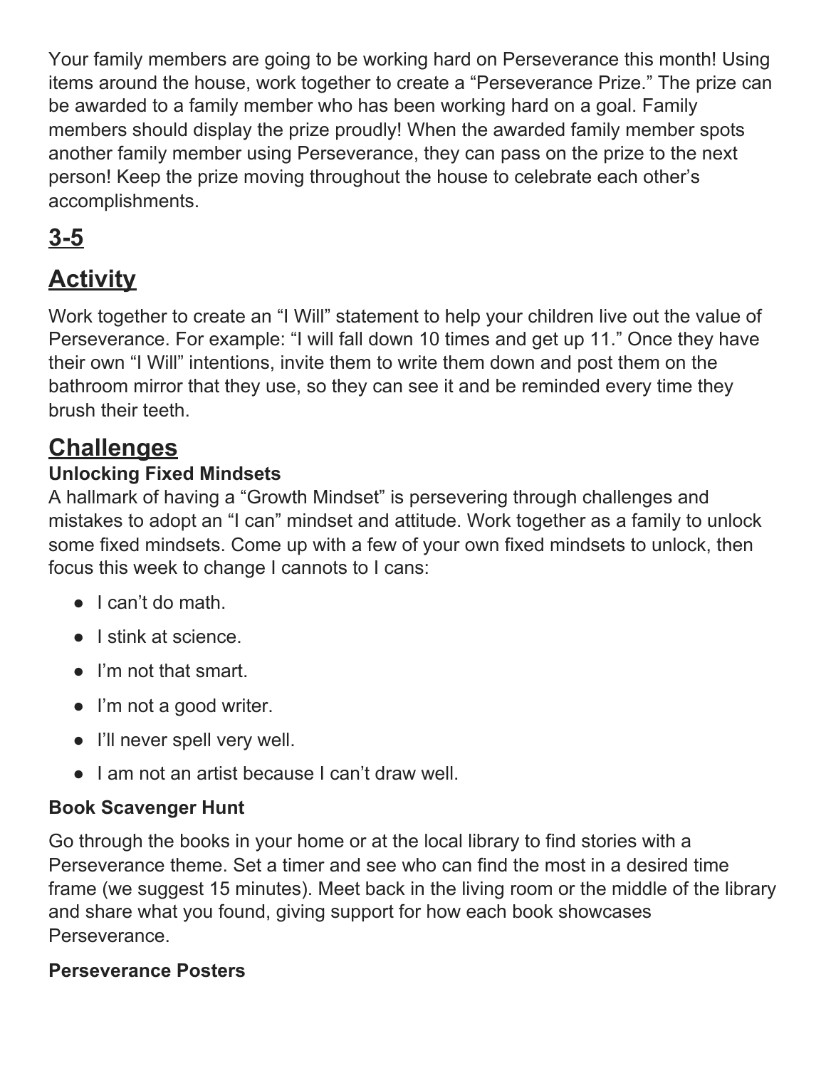Your family members are going to be working hard on Perseverance this month! Using items around the house, work together to create a "Perseverance Prize." The prize can be awarded to a family member who has been working hard on a goal. Family members should display the prize proudly! When the awarded family member spots another family member using Perseverance, they can pass on the prize to the next person! Keep the prize moving throughout the house to celebrate each other's accomplishments.

# 3-5

## Activity

Work together to create an "I Will" statement to help your children live out the value of Perseverance. For example: "I will fall down 10 times and get up 11." Once they have their own "I Will" intentions, invite them to write them down and post them on the bathroom mirror that they use, so they can see it and be reminded every time they brush their teeth.

## Challenges

### Unlocking Fixed Mindsets

A hallmark of having a "Growth Mindset" is persevering through challenges and mistakes to adopt an "I can" mindset and attitude. Work together as a family to unlock some fixed mindsets. Come up with a few of your own fixed mindsets to unlock, then focus this week to change I cannots to I cans:

- I can't do math.
- I stink at science.
- I'm not that smart.
- I'm not a good writer.
- I'll never spell very well.
- I am not an artist because I can't draw well.

### Book Scavenger Hunt

Go through the books in your home or at the local library to find stories with a Perseverance theme. Set a timer and see who can find the most in a desired time frame (we suggest 15 minutes). Meet back in the living room or the middle of the library and share what you found, giving support for how each book showcases Perseverance.

### Perseverance Posters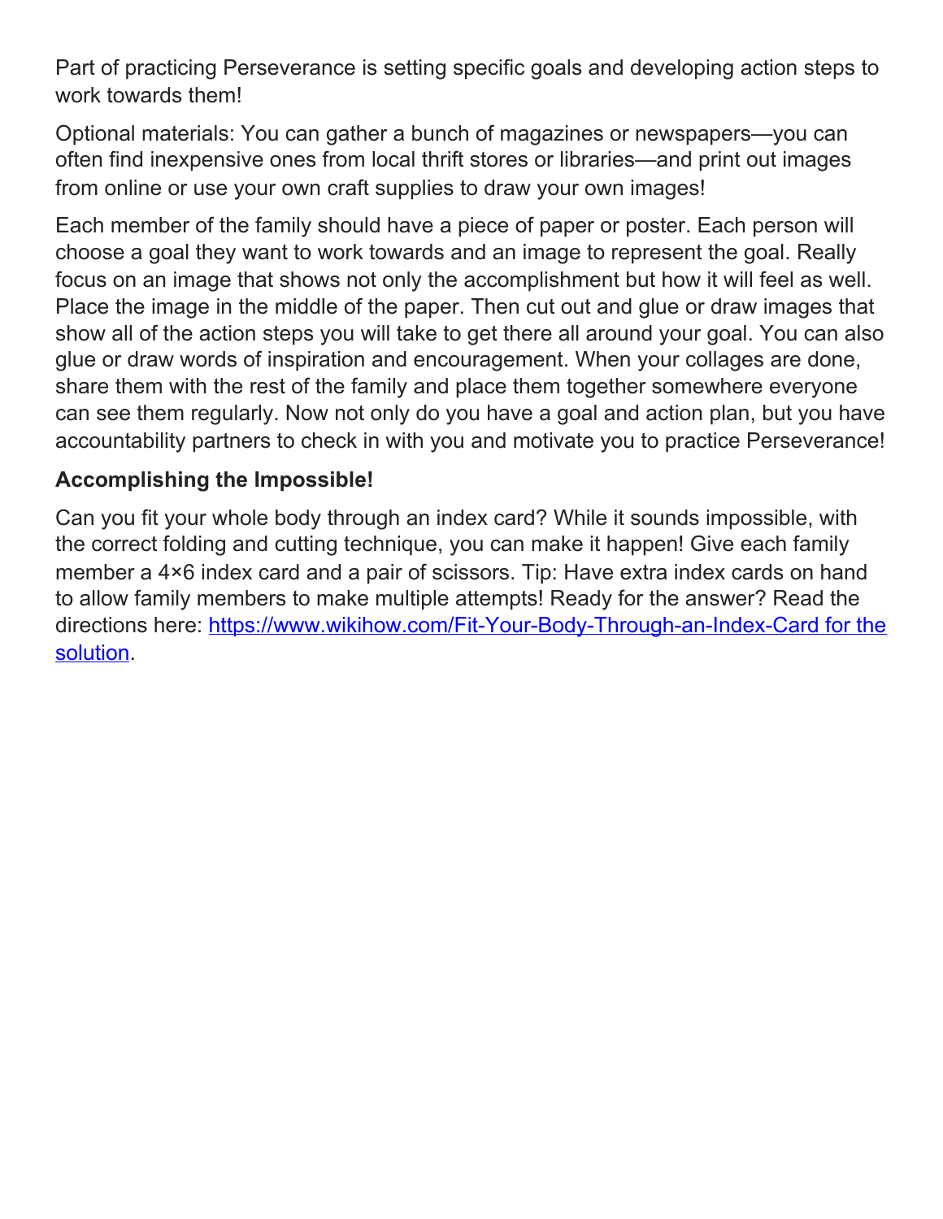Part of practicing Perseverance is setting specific goals and developing action steps to work towards them!

Optional materials: You can gather a bunch of magazines or newspapers—you can often find inexpensive ones from local thrift stores or libraries—and print out images from online or use your own craft supplies to draw your own images!

Each member of the family should have a piece of paper or poster. Each person will choose a goal they want to work towards and an image to represent the goal. Really focus on an image that shows not only the accomplishment but how it will feel as well. Place the image in the middle of the paper. Then cut out and glue or draw images that show all of the action steps you will take to get there all around your goal. You can also glue or draw words of inspiration and encouragement. When your collages are done, share them with the rest of the family and place them together somewhere everyone can see them regularly. Now not only do you have a goal and action plan, but you have accountability partners to check in with you and motivate you to practice Perseverance!

**Accomplishing the Impossible!**

Can you fit your whole body through an index card? While it sounds impossible, with the correct folding and cutting technique, you can make it happen! Give each family member a 4×6 index card and a pair of scissors. Tip: Have extra index cards on hand to allow family members to make multiple attempts! Ready for the answer? Read the directions here: [https://www.wikihow.com/Fit-Your-Body-Through-an-Index-Card for the solution](https://www.wikihow.com/Fit-Your-Body-Through-an-Index-Card).